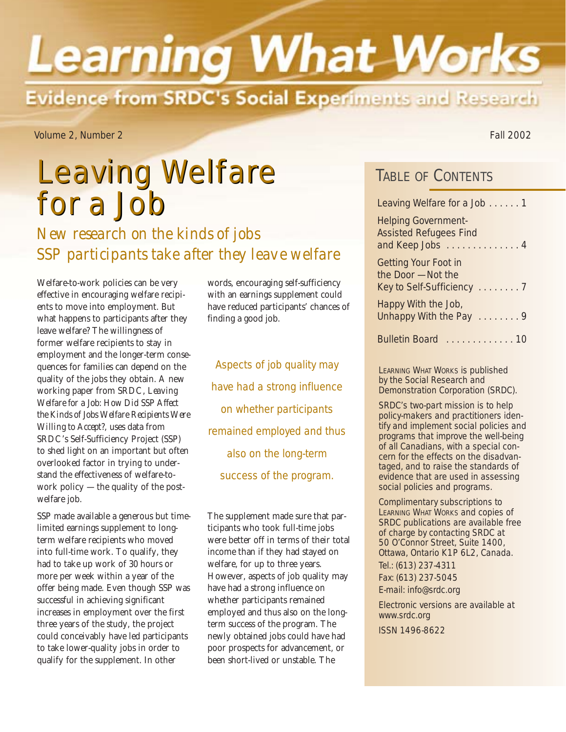# Learning What Works

## Evidence from SRDC's Social Experiments and Research

Volume 2, Number 2 — Fall 2002

# Leaving Welfare for a Job

## *New research on the kinds of jobs SSP participants take after they leave welfare*

Welfare-to-work policies can be very effective in encouraging welfare recipients to move into employment. But what happens to participants after they leave welfare? The willingness of former welfare recipients to stay in employment and the longer-term consequences for families can depend on the quality of the jobs they obtain. A new working paper from SRDC, *Leaving Welfare for a Job: How Did SSP Affect the Kinds of Jobs Welfare Recipients Were Willing to Accept?*, uses data from SRDC's Self-Sufficiency Project (SSP) to shed light on an important but often overlooked factor in trying to understand the effectiveness of welfare-to-work policy — the quality of the post-welfare job.

SSP made available a generous but time-limited earnings supplement to long-term welfare recipients who moved into full-time work. To qualify, they had to take up work of 30 hours or more per week within a year of the offer being made. Even though SSP was successful in achieving significant increases in employment over the first three years of the study, the project could conceivably have led participants to take lower-quality jobs in order to qualify for the supplement. In other words, encouraging self-sufficiency with an earnings supplement could have reduced participants' chances of finding a good job.

> Aspects of job quality may have had a strong influence on whether participants remained employed and thus also on the long-term success of the program.

The supplement made sure that participants who took full-time jobs were better off in terms of their total income than if they had stayed on welfare, for up to three years. However, aspects of job quality may have had a strong influence on whether participants remained employed and thus also on the long-term success of the program. The newly obtained jobs could have had poor prospects for advancement, or been short-lived or unstable. The

## Table of Contents

- Leaving Welfare for a Job ...... 1
- Helping Government-Assisted Refugees Find and Keep Jobs .............. 4
- Getting Your Foot in the Door — Not the Key to Self-Sufficiency ........ 7
- Happy With the Job, Unhappy With the Pay ........ 9
- Bulletin Board ............. 10

Learning What Works is published by the Social Research and Demonstration Corporation (SRDC).

SRDC's two-part mission is to help policy-makers and practitioners identify and implement social policies and programs that improve the well-being of all Canadians, with a special concern for the effects on the disadvantaged, and to raise the standards of evidence that are used in assessing social policies and programs.

Complimentary subscriptions to Learning What Works and copies of SRDC publications are available free of charge by contacting SRDC at 50 O'Connor Street, Suite 1400, Ottawa, Ontario K1P 6L2, Canada.

Tel.: (613) 237-4311
Fax: (613) 237-5045
E-mail: info@srdc.org

Electronic versions are available at www.srdc.org

ISSN 1496-8622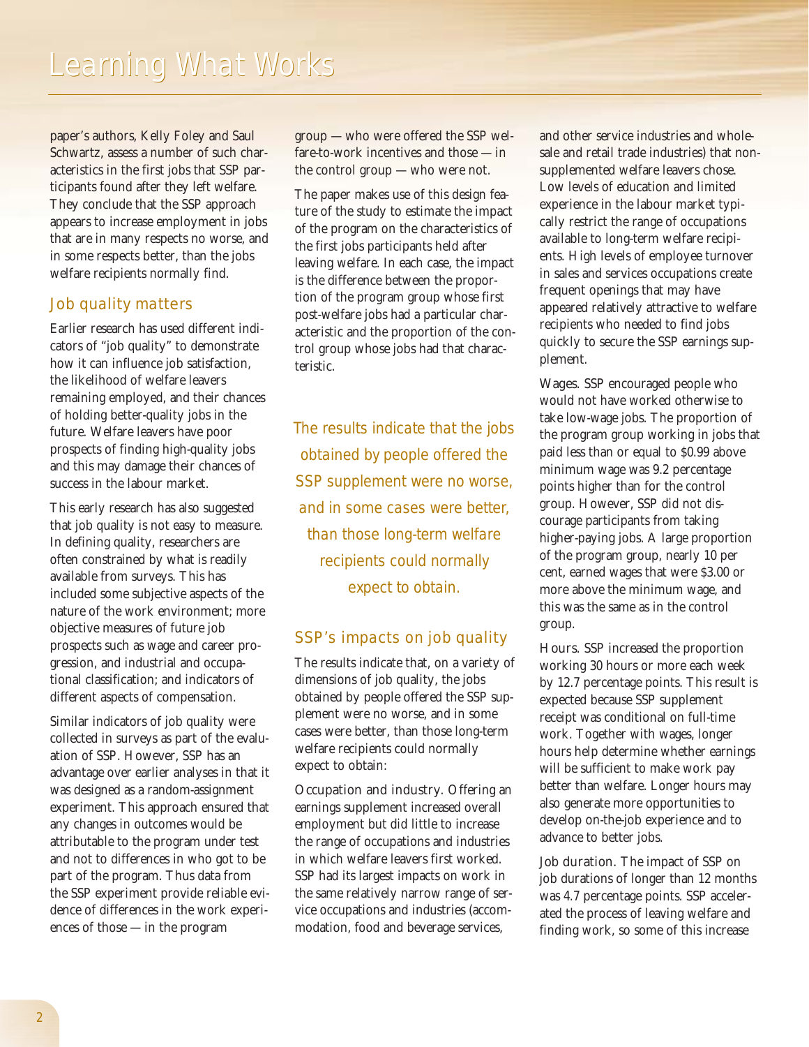paper's authors, Kelly Foley and Saul Schwartz, assess a number of such characteristics in the first jobs that SSP participants found after they left welfare. They conclude that the SSP approach appears to increase employment in jobs that are in many respects no worse, and in some respects better, than the jobs welfare recipients normally find.

## Job quality matters

Earlier research has used different indicators of "job quality" to demonstrate how it can influence job satisfaction, the likelihood of welfare leavers remaining employed, and their chances of holding better-quality jobs in the future. Welfare leavers have poor prospects of finding high-quality jobs and this may damage their chances of success in the labour market.

This early research has also suggested that job quality is not easy to measure. In defining quality, researchers are often constrained by what is readily available from surveys. This has included some subjective aspects of the nature of the work environment; more objective measures of future job prospects such as wage and career progression, and industrial and occupational classification; and indicators of different aspects of compensation.

Similar indicators of job quality were collected in surveys as part of the evaluation of SSP. However, SSP has an advantage over earlier analyses in that it was designed as a random-assignment experiment. This approach ensured that any changes in outcomes would be attributable to the program under test and not to differences in who got to be part of the program. Thus data from the SSP experiment provide reliable evidence of differences in the work experiences of those — in the program group — who were offered the SSP welfare-to-work incentives and those — in the control group — who were not.

The paper makes use of this design feature of the study to estimate the impact of the program on the characteristics of the first jobs participants held after leaving welfare. In each case, the impact is the difference between the proportion of the program group whose first post-welfare jobs had a particular characteristic and the proportion of the control group whose jobs had that characteristic.

*The results indicate that the jobs obtained by people offered the SSP supplement were no worse, and in some cases were better, than those long-term welfare recipients could normally expect to obtain.*

## SSP's impacts on job quality

The results indicate that, on a variety of dimensions of job quality, the jobs obtained by people offered the SSP supplement were no worse, and in some cases were better, than those long-term welfare recipients could normally expect to obtain:

Occupation and industry. Offering an earnings supplement increased overall employment but did little to increase the range of occupations and industries in which welfare leavers first worked. SSP had its largest impacts on work in the same relatively narrow range of service occupations and industries (accommodation, food and beverage services, and other service industries and wholesale and retail trade industries) that non-supplemented welfare leavers chose. Low levels of education and limited experience in the labour market typically restrict the range of occupations available to long-term welfare recipients. High levels of employee turnover in sales and services occupations create frequent openings that may have appeared relatively attractive to welfare recipients who needed to find jobs quickly to secure the SSP earnings supplement.

Wages. SSP encouraged people who would not have worked otherwise to take low-wage jobs. The proportion of the program group working in jobs that paid less than or equal to $0.99 above minimum wage was 9.2 percentage points higher than for the control group. However, SSP did not discourage participants from taking higher-paying jobs. A large proportion of the program group, nearly 10 per cent, earned wages that were $3.00 or more above the minimum wage, and this was the same as in the control group.

Hours. SSP increased the proportion working 30 hours or more each week by 12.7 percentage points. This result is expected because SSP supplement receipt was conditional on full-time work. Together with wages, longer hours help determine whether earnings will be sufficient to make work pay better than welfare. Longer hours may also generate more opportunities to develop on-the-job experience and to advance to better jobs.

Job duration. The impact of SSP on job durations of longer than 12 months was 4.7 percentage points. SSP accelerated the process of leaving welfare and finding work, so some of this increase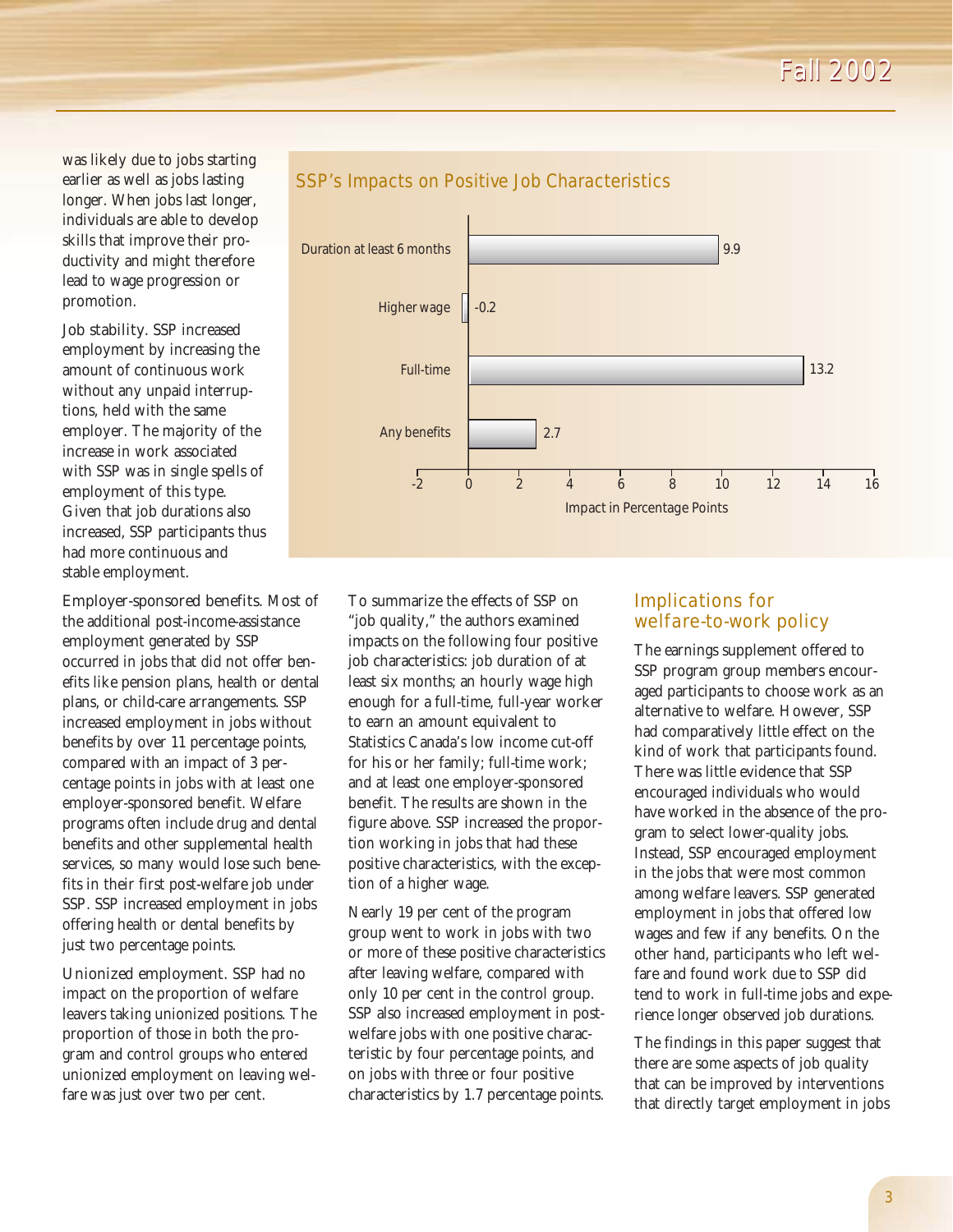was likely due to jobs starting earlier as well as jobs lasting longer. When jobs last longer, individuals are able to develop skills that improve their productivity and might therefore lead to wage progression or promotion.

Job stability. SSP increased employment by increasing the amount of continuous work without any unpaid interruptions, held with the same employer. The majority of the increase in work associated with SSP was in single spells of employment of this type. Given that job durations also increased, SSP participants thus had more continuous and stable employment.

**SSP's Impacts on Positive Job Characteristics**

| Characteristic | Impact in Percentage Points |
| --- | --- |
| Duration at least 6 months | 9.9 |
| Higher wage | -0.2 |
| Full-time | 13.2 |
| Any benefits | 2.7 |

Employer-sponsored benefits. Most of the additional post-income-assistance employment generated by SSP occurred in jobs that did not offer benefits like pension plans, health or dental plans, or child-care arrangements. SSP increased employment in jobs without benefits by over 11 percentage points, compared with an impact of 3 percentage points in jobs with at least one employer-sponsored benefit. Welfare programs often include drug and dental benefits and other supplemental health services, so many would lose such benefits in their first post-welfare job under SSP. SSP increased employment in jobs offering health or dental benefits by just two percentage points.

Unionized employment. SSP had no impact on the proportion of welfare leavers taking unionized positions. The proportion of those in both the program and control groups who entered unionized employment on leaving welfare was just over two per cent.

To summarize the effects of SSP on "job quality," the authors examined impacts on the following four positive job characteristics: job duration of at least six months; an hourly wage high enough for a full-time, full-year worker to earn an amount equivalent to Statistics Canada's low income cut-off for his or her family; full-time work; and at least one employer-sponsored benefit. The results are shown in the figure above. SSP increased the proportion working in jobs that had these positive characteristics, with the exception of a higher wage.

Nearly 19 per cent of the program group went to work in jobs with two or more of these positive characteristics after leaving welfare, compared with only 10 per cent in the control group. SSP also increased employment in post-welfare jobs with one positive characteristic by four percentage points, and on jobs with three or four positive characteristics by 1.7 percentage points.

## Implications for welfare-to-work policy

The earnings supplement offered to SSP program group members encouraged participants to choose work as an alternative to welfare. However, SSP had comparatively little effect on the kind of work that participants found. There was little evidence that SSP encouraged individuals who would have worked in the absence of the program to select lower-quality jobs. Instead, SSP encouraged employment in the jobs that were most common among welfare leavers. SSP generated employment in jobs that offered low wages and few if any benefits. On the other hand, participants who left welfare and found work due to SSP did tend to work in full-time jobs and experience longer observed job durations.

The findings in this paper suggest that there are some aspects of job quality that can be improved by interventions that directly target employment in jobs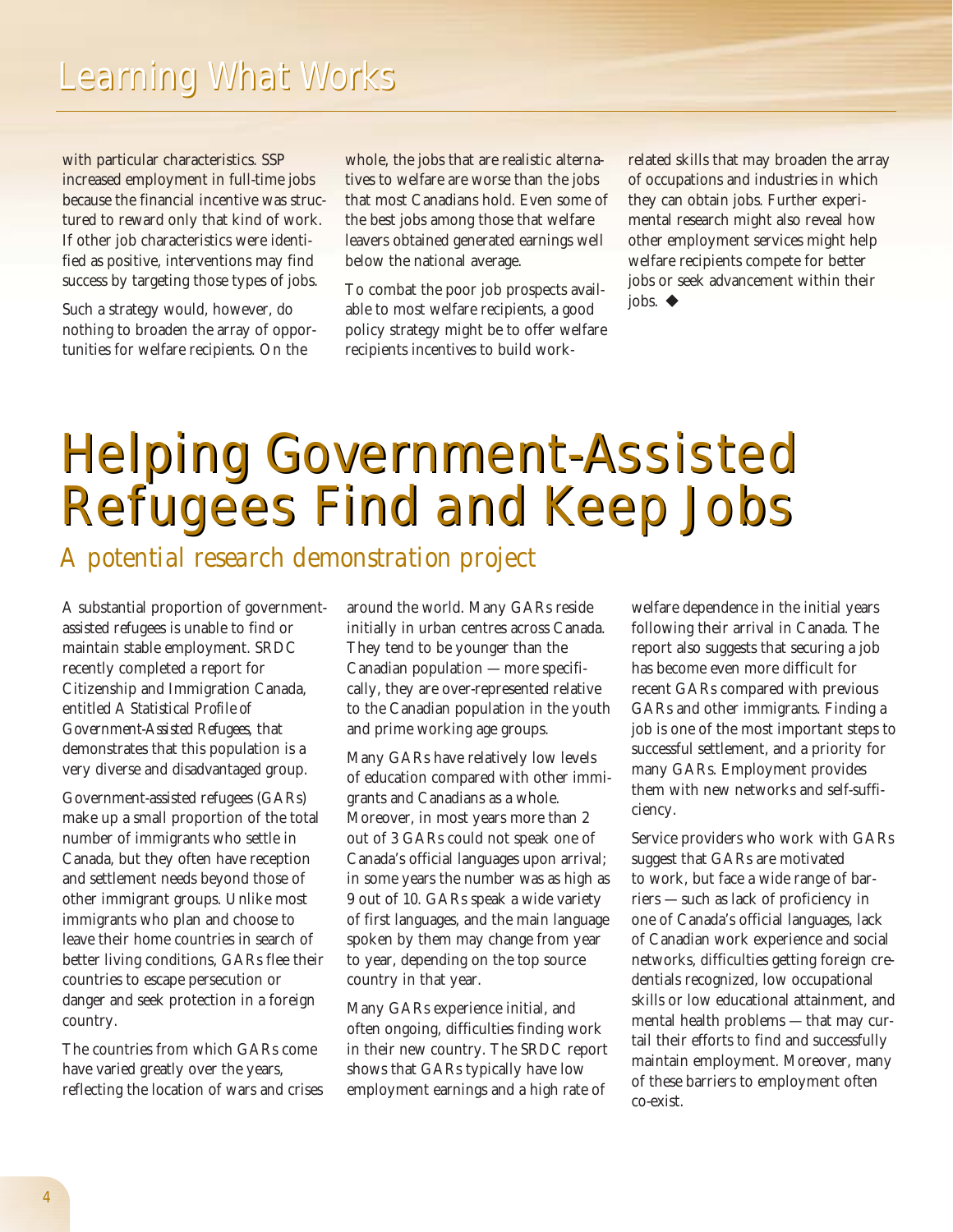with particular characteristics. SSP increased employment in full-time jobs because the financial incentive was structured to reward only that kind of work. If other job characteristics were identified as positive, interventions may find success by targeting those types of jobs.

Such a strategy would, however, do nothing to broaden the array of opportunities for welfare recipients. On the whole, the jobs that are realistic alternatives to welfare are worse than the jobs that most Canadians hold. Even some of the best jobs among those that welfare leavers obtained generated earnings well below the national average.

To combat the poor job prospects available to most welfare recipients, a good policy strategy might be to offer welfare recipients incentives to build work-related skills that may broaden the array of occupations and industries in which they can obtain jobs. Further experimental research might also reveal how other employment services might help welfare recipients compete for better jobs or seek advancement within their jobs. ◆

# Helping Government-Assisted Refugees Find and Keep Jobs

## *A potential research demonstration project*

A substantial proportion of government-assisted refugees is unable to find or maintain stable employment. SRDC recently completed a report for Citizenship and Immigration Canada, entitled *A Statistical Profile of Government-Assisted Refugees*, that demonstrates that this population is a very diverse and disadvantaged group.

Government-assisted refugees (GARs) make up a small proportion of the total number of immigrants who settle in Canada, but they often have reception and settlement needs beyond those of other immigrant groups. Unlike most immigrants who plan and choose to leave their home countries in search of better living conditions, GARs flee their countries to escape persecution or danger and seek protection in a foreign country.

The countries from which GARs come have varied greatly over the years, reflecting the location of wars and crises around the world. Many GARs reside initially in urban centres across Canada. They tend to be younger than the Canadian population — more specifically, they are over-represented relative to the Canadian population in the youth and prime working age groups.

Many GARs have relatively low levels of education compared with other immigrants and Canadians as a whole. Moreover, in most years more than 2 out of 3 GARs could not speak one of Canada's official languages upon arrival; in some years the number was as high as 9 out of 10. GARs speak a wide variety of first languages, and the main language spoken by them may change from year to year, depending on the top source country in that year.

Many GARs experience initial, and often ongoing, difficulties finding work in their new country. The SRDC report shows that GARs typically have low employment earnings and a high rate of welfare dependence in the initial years following their arrival in Canada. The report also suggests that securing a job has become even more difficult for recent GARs compared with previous GARs and other immigrants. Finding a job is one of the most important steps to successful settlement, and a priority for many GARs. Employment provides them with new networks and self-sufficiency.

Service providers who work with GARs suggest that GARs are motivated to work, but face a wide range of barriers — such as lack of proficiency in one of Canada's official languages, lack of Canadian work experience and social networks, difficulties getting foreign credentials recognized, low occupational skills or low educational attainment, and mental health problems — that may curtail their efforts to find and successfully maintain employment. Moreover, many of these barriers to employment often co-exist.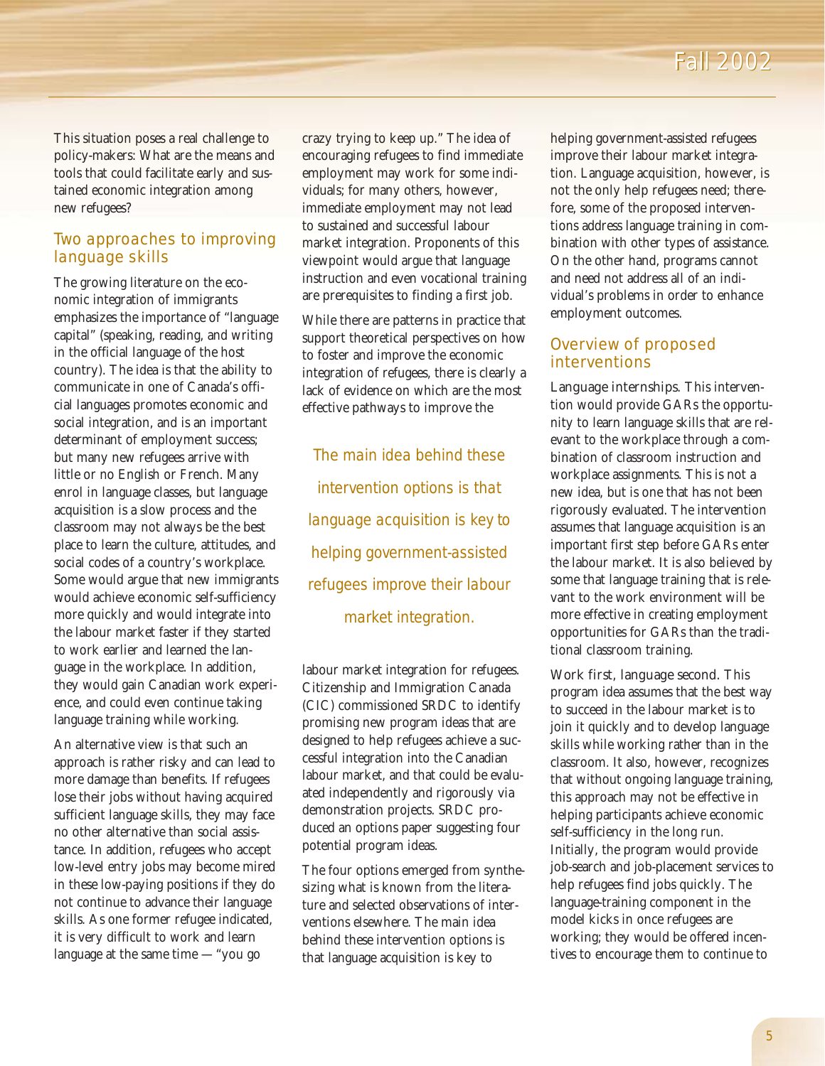This situation poses a real challenge to policy-makers: What are the means and tools that could facilitate early and sustained economic integration among new refugees?

## Two approaches to improving language skills

The growing literature on the economic integration of immigrants emphasizes the importance of "language capital" (speaking, reading, and writing in the official language of the host country). The idea is that the ability to communicate in one of Canada's official languages promotes economic and social integration, and is an important determinant of employment success; but many new refugees arrive with little or no English or French. Many enrol in language classes, but language acquisition is a slow process and the classroom may not always be the best place to learn the culture, attitudes, and social codes of a country's workplace. Some would argue that new immigrants would achieve economic self-sufficiency more quickly and would integrate into the labour market faster if they started to work earlier and learned the language in the workplace. In addition, they would gain Canadian work experience, and could even continue taking language training while working.

An alternative view is that such an approach is rather risky and can lead to more damage than benefits. If refugees lose their jobs without having acquired sufficient language skills, they may face no other alternative than social assistance. In addition, refugees who accept low-level entry jobs may become mired in these low-paying positions if they do not continue to advance their language skills. As one former refugee indicated, it is very difficult to work and learn language at the same time — "you go crazy trying to keep up." The idea of encouraging refugees to find immediate employment may work for some individuals; for many others, however, immediate employment may not lead to sustained and successful labour market integration. Proponents of this viewpoint would argue that language instruction and even vocational training are prerequisites to finding a first job.

While there are patterns in practice that support theoretical perspectives on how to foster and improve the economic integration of refugees, there is clearly a lack of evidence on which are the most effective pathways to improve the labour market integration for refugees. Citizenship and Immigration Canada (CIC) commissioned SRDC to identify promising new program ideas that are designed to help refugees achieve a successful integration into the Canadian labour market, and that could be evaluated independently and rigorously via demonstration projects. SRDC produced an options paper suggesting four potential program ideas.

> The main idea behind these intervention options is that language acquisition is key to helping government-assisted refugees improve their labour market integration.

The four options emerged from synthesizing what is known from the literature and selected observations of interventions elsewhere. The main idea behind these intervention options is that language acquisition is key to helping government-assisted refugees improve their labour market integration. Language acquisition, however, is not the only help refugees need; therefore, some of the proposed interventions address language training in combination with other types of assistance. On the other hand, programs cannot and need not address all of an individual's problems in order to enhance employment outcomes.

## Overview of proposed interventions

Language internships. This intervention would provide GARs the opportunity to learn language skills that are relevant to the workplace through a combination of classroom instruction and workplace assignments. This is not a new idea, but is one that has not been rigorously evaluated. The intervention assumes that language acquisition is an important first step before GARs enter the labour market. It is also believed by some that language training that is relevant to the work environment will be more effective in creating employment opportunities for GARs than the traditional classroom training.

Work first, language second. This program idea assumes that the best way to succeed in the labour market is to join it quickly and to develop language skills while working rather than in the classroom. It also, however, recognizes that without ongoing language training, this approach may not be effective in helping participants achieve economic self-sufficiency in the long run. Initially, the program would provide job-search and job-placement services to help refugees find jobs quickly. The language-training component in the model kicks in once refugees are working; they would be offered incentives to encourage them to continue to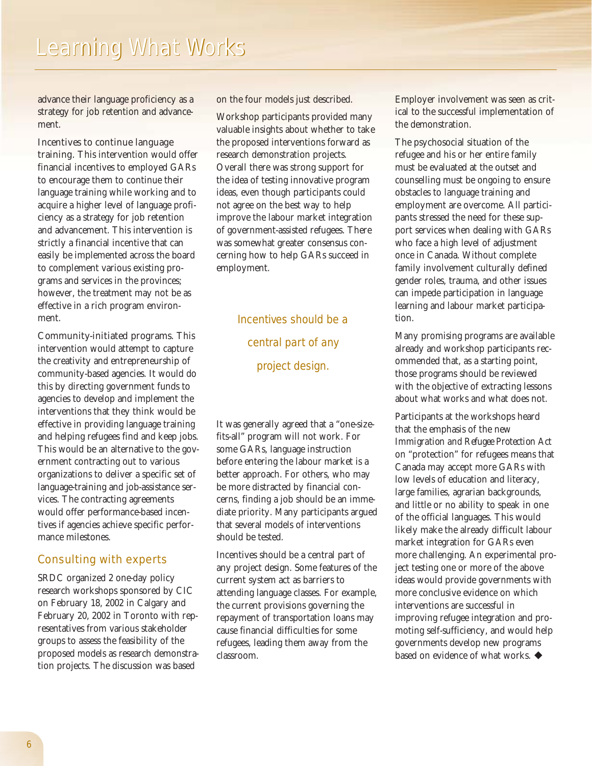advance their language proficiency as a strategy for job retention and advancement.

Incentives to continue language training. This intervention would offer financial incentives to employed GARs to encourage them to continue their language training while working and to acquire a higher level of language proficiency as a strategy for job retention and advancement. This intervention is strictly a financial incentive that can easily be implemented across the board to complement various existing programs and services in the provinces; however, the treatment may not be as effective in a rich program environment.

Community-initiated programs. This intervention would attempt to capture the creativity and entrepreneurship of community-based agencies. It would do this by directing government funds to agencies to develop and implement the interventions that they think would be effective in providing language training and helping refugees find and keep jobs. This would be an alternative to the government contracting out to various organizations to deliver a specific set of language-training and job-assistance services. The contracting agreements would offer performance-based incentives if agencies achieve specific performance milestones.

## Consulting with experts

SRDC organized 2 one-day policy research workshops sponsored by CIC on February 18, 2002 in Calgary and February 20, 2002 in Toronto with representatives from various stakeholder groups to assess the feasibility of the proposed models as research demonstration projects. The discussion was based on the four models just described.

Workshop participants provided many valuable insights about whether to take the proposed interventions forward as research demonstration projects. Overall there was strong support for the idea of testing innovative program ideas, even though participants could not agree on the best way to help improve the labour market integration of government-assisted refugees. There was somewhat greater consensus concerning how to help GARs succeed in employment.

> Incentives should be a central part of any project design.

It was generally agreed that a "one-size-fits-all" program will not work. For some GARs, language instruction before entering the labour market is a better approach. For others, who may be more distracted by financial concerns, finding a job should be an immediate priority. Many participants argued that several models of interventions should be tested.

Incentives should be a central part of any project design. Some features of the current system act as barriers to attending language classes. For example, the current provisions governing the repayment of transportation loans may cause financial difficulties for some refugees, leading them away from the classroom.

Employer involvement was seen as critical to the successful implementation of the demonstration.

The psychosocial situation of the refugee and his or her entire family must be evaluated at the outset and counselling must be ongoing to ensure obstacles to language training and employment are overcome. All participants stressed the need for these support services when dealing with GARs who face a high level of adjustment once in Canada. Without complete family involvement culturally defined gender roles, trauma, and other issues can impede participation in language learning and labour market participation.

Many promising programs are available already and workshop participants recommended that, as a starting point, those programs should be reviewed with the objective of extracting lessons about what works and what does not.

Participants at the workshops heard that the emphasis of the new *Immigration and Refugee Protection Act* on "protection" for refugees means that Canada may accept more GARs with low levels of education and literacy, large families, agrarian backgrounds, and little or no ability to speak in one of the official languages. This would likely make the already difficult labour market integration for GARs even more challenging. An experimental project testing one or more of the above ideas would provide governments with more conclusive evidence on which interventions are successful in improving refugee integration and promoting self-sufficiency, and would help governments develop new programs based on evidence of what works. ◆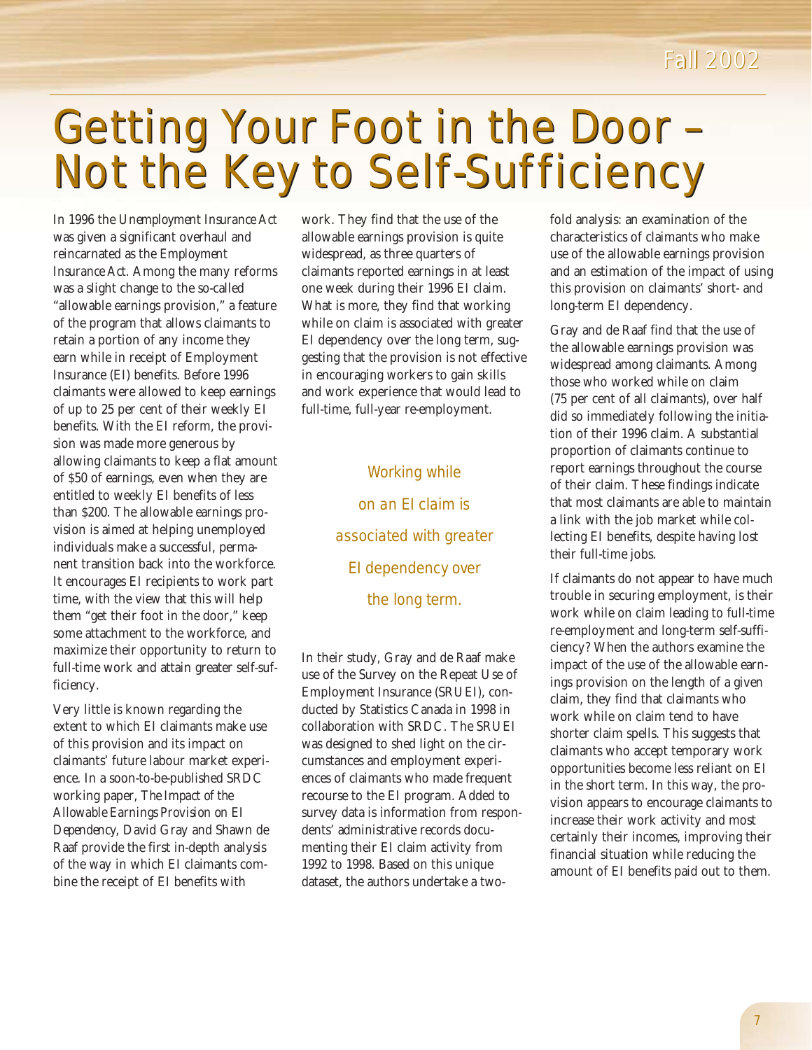# Getting Your Foot in the Door – Not the Key to Self-Sufficiency

In 1996 the *Unemployment Insurance Act* was given a significant overhaul and reincarnated as the *Employment Insurance Act*. Among the many reforms was a slight change to the so-called "allowable earnings provision," a feature of the program that allows claimants to retain a portion of any income they earn while in receipt of Employment Insurance (EI) benefits. Before 1996 claimants were allowed to keep earnings of up to 25 per cent of their weekly EI benefits. With the EI reform, the provision was made more generous by allowing claimants to keep a flat amount of $50 of earnings, even when they are entitled to weekly EI benefits of less than $200. The allowable earnings provision is aimed at helping unemployed individuals make a successful, permanent transition back into the workforce. It encourages EI recipients to work part time, with the view that this will help them "get their foot in the door," keep some attachment to the workforce, and maximize their opportunity to return to full-time work and attain greater self-sufficiency.

Very little is known regarding the extent to which EI claimants make use of this provision and its impact on claimants' future labour market experience. In a soon-to-be-published SRDC working paper, *The Impact of the Allowable Earnings Provision on EI Dependency*, David Gray and Shawn de Raaf provide the first in-depth analysis of the way in which EI claimants combine the receipt of EI benefits with work. They find that the use of the allowable earnings provision is quite widespread, as three quarters of claimants reported earnings in at least one week during their 1996 EI claim. What is more, they find that working while on claim is associated with greater EI dependency over the long term, suggesting that the provision is not effective in encouraging workers to gain skills and work experience that would lead to full-time, full-year re-employment.

> Working while on an EI claim is associated with greater EI dependency over the long term.

In their study, Gray and de Raaf make use of the Survey on the Repeat Use of Employment Insurance (SRUEI), conducted by Statistics Canada in 1998 in collaboration with SRDC. The SRUEI was designed to shed light on the circumstances and employment experiences of claimants who made frequent recourse to the EI program. Added to survey data is information from respondents' administrative records documenting their EI claim activity from 1992 to 1998. Based on this unique dataset, the authors undertake a two-fold analysis: an examination of the characteristics of claimants who make use of the allowable earnings provision and an estimation of the impact of using this provision on claimants' short- and long-term EI dependency.

Gray and de Raaf find that the use of the allowable earnings provision was widespread among claimants. Among those who worked while on claim (75 per cent of all claimants), over half did so immediately following the initiation of their 1996 claim. A substantial proportion of claimants continue to report earnings throughout the course of their claim. These findings indicate that most claimants are able to maintain a link with the job market while collecting EI benefits, despite having lost their full-time jobs.

If claimants do not appear to have much trouble in securing employment, is their work while on claim leading to full-time re-employment and long-term self-sufficiency? When the authors examine the impact of the use of the allowable earnings provision on the length of a given claim, they find that claimants who work while on claim tend to have shorter claim spells. This suggests that claimants who accept temporary work opportunities become less reliant on EI in the short term. In this way, the provision appears to encourage claimants to increase their work activity and most certainly their incomes, improving their financial situation while reducing the amount of EI benefits paid out to them.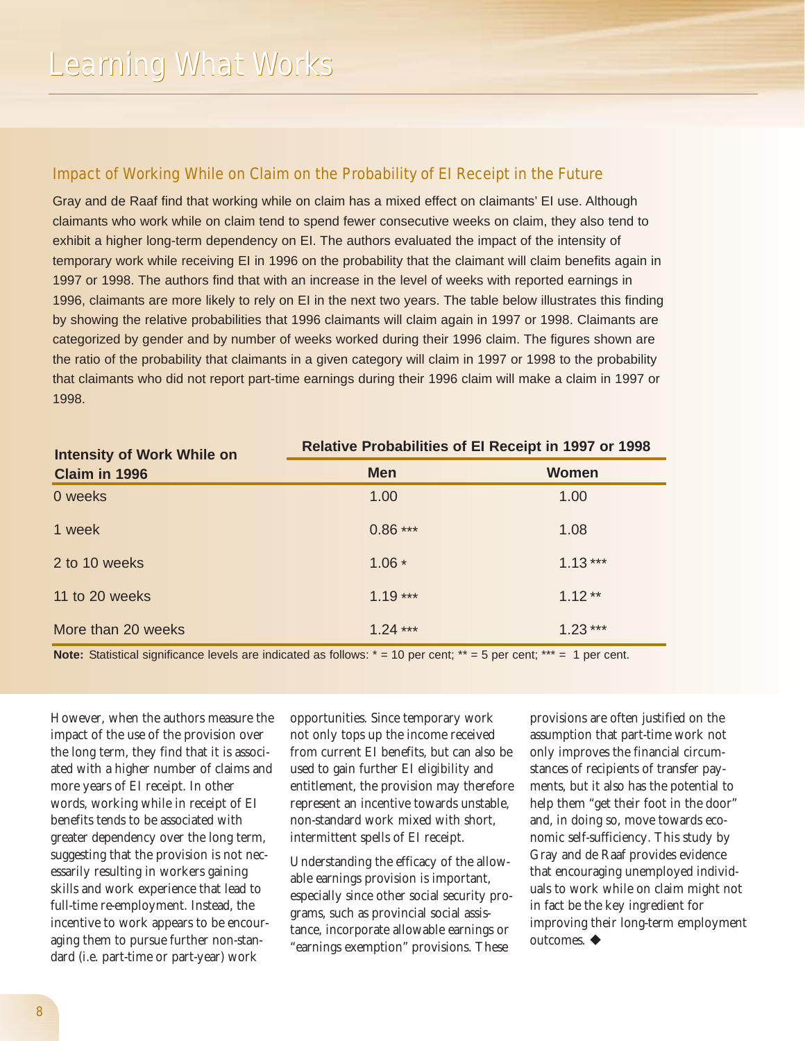## Impact of Working While on Claim on the Probability of EI Receipt in the Future

Gray and de Raaf find that working while on claim has a mixed effect on claimants' EI use. Although claimants who work while on claim tend to spend fewer consecutive weeks on claim, they also tend to exhibit a higher long-term dependency on EI. The authors evaluated the impact of the intensity of temporary work while receiving EI in 1996 on the probability that the claimant will claim benefits again in 1997 or 1998. The authors find that with an increase in the level of weeks with reported earnings in 1996, claimants are more likely to rely on EI in the next two years. The table below illustrates this finding by showing the relative probabilities that 1996 claimants will claim again in 1997 or 1998. Claimants are categorized by gender and by number of weeks worked during their 1996 claim. The figures shown are the ratio of the probability that claimants in a given category will claim in 1997 or 1998 to the probability that claimants who did not report part-time earnings during their 1996 claim will make a claim in 1997 or 1998.

| Intensity of Work While on Claim in 1996 | Relative Probabilities of EI Receipt in 1997 or 1998 | |
|---|---|---|
| | **Men** | **Women** |
| 0 weeks | 1.00 | 1.00 |
| 1 week | 0.86 *** | 1.08 |
| 2 to 10 weeks | 1.06 * | 1.13 *** |
| 11 to 20 weeks | 1.19 *** | 1.12 ** |
| More than 20 weeks | 1.24 *** | 1.23 *** |

**Note:** Statistical significance levels are indicated as follows: * = 10 per cent; ** = 5 per cent; *** = 1 per cent.

However, when the authors measure the impact of the use of the provision over the long term, they find that it is associated with a higher number of claims and more years of EI receipt. In other words, working while in receipt of EI benefits tends to be associated with greater dependency over the long term, suggesting that the provision is not necessarily resulting in workers gaining skills and work experience that lead to full-time re-employment. Instead, the incentive to work appears to be encouraging them to pursue further non-standard (i.e. part-time or part-year) work opportunities. Since temporary work not only tops up the income received from current EI benefits, but can also be used to gain further EI eligibility and entitlement, the provision may therefore represent an incentive towards unstable, non-standard work mixed with short, intermittent spells of EI receipt.

Understanding the efficacy of the allowable earnings provision is important, especially since other social security programs, such as provincial social assistance, incorporate allowable earnings or "earnings exemption" provisions. These provisions are often justified on the assumption that part-time work not only improves the financial circumstances of recipients of transfer payments, but it also has the potential to help them "get their foot in the door" and, in doing so, move towards economic self-sufficiency. This study by Gray and de Raaf provides evidence that encouraging unemployed individuals to work while on claim might not in fact be the key ingredient for improving their long-term employment outcomes. ◆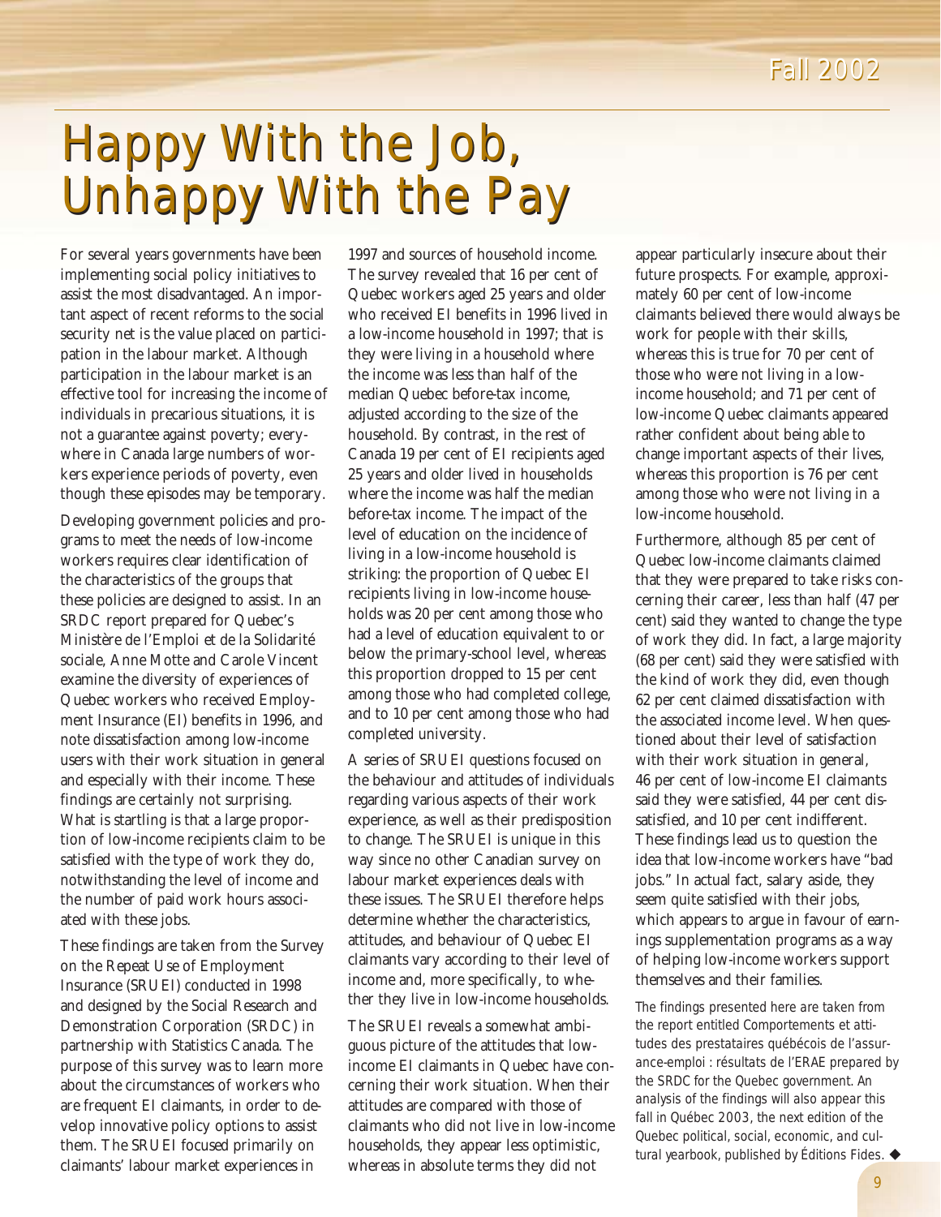# Happy With the Job, Unhappy With the Pay

For several years governments have been implementing social policy initiatives to assist the most disadvantaged. An important aspect of recent reforms to the social security net is the value placed on participation in the labour market. Although participation in the labour market is an effective tool for increasing the income of individuals in precarious situations, it is not a guarantee against poverty; everywhere in Canada large numbers of workers experience periods of poverty, even though these episodes may be temporary.

Developing government policies and programs to meet the needs of low-income workers requires clear identification of the characteristics of the groups that these policies are designed to assist. In an SRDC report prepared for Quebec's Ministère de l'Emploi et de la Solidarité sociale, Anne Motte and Carole Vincent examine the diversity of experiences of Quebec workers who received Employment Insurance (EI) benefits in 1996, and note dissatisfaction among low-income users with their work situation in general and especially with their income. These findings are certainly not surprising. What is startling is that a large proportion of low-income recipients claim to be satisfied with the type of work they do, notwithstanding the level of income and the number of paid work hours associated with these jobs.

These findings are taken from the Survey on the Repeat Use of Employment Insurance (SRUEI) conducted in 1998 and designed by the Social Research and Demonstration Corporation (SRDC) in partnership with Statistics Canada. The purpose of this survey was to learn more about the circumstances of workers who are frequent EI claimants, in order to develop innovative policy options to assist them. The SRUEI focused primarily on claimants' labour market experiences in 1997 and sources of household income. The survey revealed that 16 per cent of Quebec workers aged 25 years and older who received EI benefits in 1996 lived in a low-income household in 1997; that is they were living in a household where the income was less than half of the median Quebec before-tax income, adjusted according to the size of the household. By contrast, in the rest of Canada 19 per cent of EI recipients aged 25 years and older lived in households where the income was half the median before-tax income. The impact of the level of education on the incidence of living in a low-income household is striking: the proportion of Quebec EI recipients living in low-income households was 20 per cent among those who had a level of education equivalent to or below the primary-school level, whereas this proportion dropped to 15 per cent among those who had completed college, and to 10 per cent among those who had completed university.

A series of SRUEI questions focused on the behaviour and attitudes of individuals regarding various aspects of their work experience, as well as their predisposition to change. The SRUEI is unique in this way since no other Canadian survey on labour market experiences deals with these issues. The SRUEI therefore helps determine whether the characteristics, attitudes, and behaviour of Quebec EI claimants vary according to their level of income and, more specifically, to whether they live in low-income households.

The SRUEI reveals a somewhat ambiguous picture of the attitudes that low-income EI claimants in Quebec have concerning their work situation. When their attitudes are compared with those of claimants who did not live in low-income households, they appear less optimistic, whereas in absolute terms they did not appear particularly insecure about their future prospects. For example, approximately 60 per cent of low-income claimants believed there would always be work for people with their skills, whereas this is true for 70 per cent of those who were not living in a low-income household; and 71 per cent of low-income Quebec claimants appeared rather confident about being able to change important aspects of their lives, whereas this proportion is 76 per cent among those who were not living in a low-income household.

Furthermore, although 85 per cent of Quebec low-income claimants claimed that they were prepared to take risks concerning their career, less than half (47 per cent) said they wanted to change the type of work they did. In fact, a large majority (68 per cent) said they were satisfied with the kind of work they did, even though 62 per cent claimed dissatisfaction with the associated income level. When questioned about their level of satisfaction with their work situation in general, 46 per cent of low-income EI claimants said they were satisfied, 44 per cent dissatisfied, and 10 per cent indifferent. These findings lead us to question the idea that low-income workers have "bad jobs." In actual fact, salary aside, they seem quite satisfied with their jobs, which appears to argue in favour of earnings supplementation programs as a way of helping low-income workers support themselves and their families.

*The findings presented here are taken from the report entitled Comportements et attitudes des prestataires québécois de l'assurance-emploi : résultats de l'ERAE prepared by the SRDC for the Quebec government. An analysis of the findings will also appear this fall in Québec 2003, the next edition of the Quebec political, social, economic, and cultural yearbook, published by Éditions Fides.* ◆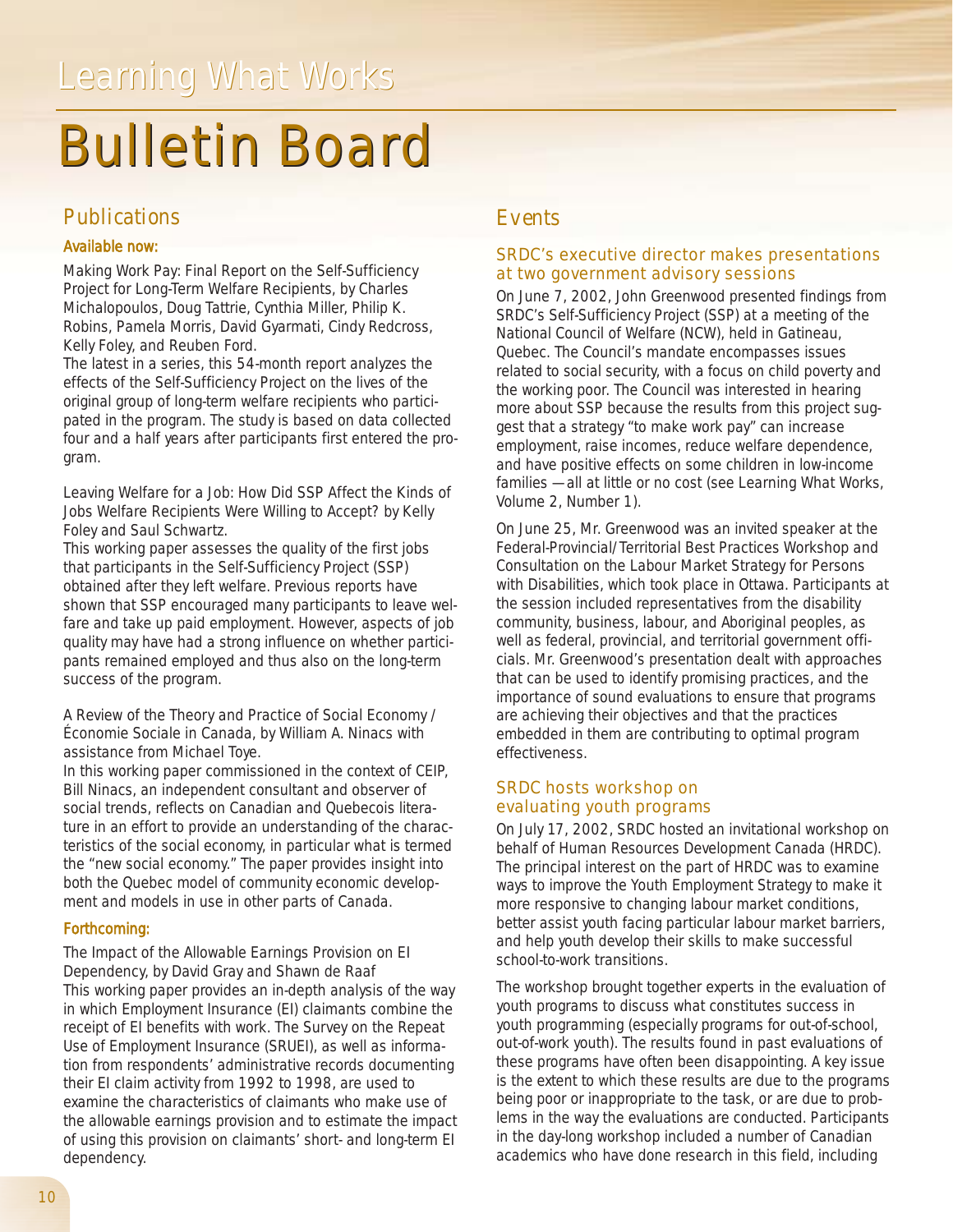Learning What Works

# Bulletin Board

## Publications

### Available now:

Making Work Pay: Final Report on the Self-Sufficiency Project for Long-Term Welfare Recipients, by Charles Michalopoulos, Doug Tattrie, Cynthia Miller, Philip K. Robins, Pamela Morris, David Gyarmati, Cindy Redcross, Kelly Foley, and Reuben Ford.
The latest in a series, this 54-month report analyzes the effects of the Self-Sufficiency Project on the lives of the original group of long-term welfare recipients who participated in the program. The study is based on data collected four and a half years after participants first entered the program.

Leaving Welfare for a Job: How Did SSP Affect the Kinds of Jobs Welfare Recipients Were Willing to Accept? by Kelly Foley and Saul Schwartz.
This working paper assesses the quality of the first jobs that participants in the Self-Sufficiency Project (SSP) obtained after they left welfare. Previous reports have shown that SSP encouraged many participants to leave welfare and take up paid employment. However, aspects of job quality may have had a strong influence on whether participants remained employed and thus also on the long-term success of the program.

A Review of the Theory and Practice of Social Economy / Économie Sociale in Canada, by William A. Ninacs with assistance from Michael Toye.
In this working paper commissioned in the context of CEIP, Bill Ninacs, an independent consultant and observer of social trends, reflects on Canadian and Quebecois literature in an effort to provide an understanding of the characteristics of the social economy, in particular what is termed the "new social economy." The paper provides insight into both the Quebec model of community economic development and models in use in other parts of Canada.

### Forthcoming:

The Impact of the Allowable Earnings Provision on EI Dependency, by David Gray and Shawn de Raaf
This working paper provides an in-depth analysis of the way in which Employment Insurance (EI) claimants combine the receipt of EI benefits with work. The Survey on the Repeat Use of Employment Insurance (SRUEI), as well as information from respondents' administrative records documenting their EI claim activity from 1992 to 1998, are used to examine the characteristics of claimants who make use of the allowable earnings provision and to estimate the impact of using this provision on claimants' short- and long-term EI dependency.

## Events

### SRDC's executive director makes presentations at two government advisory sessions

On June 7, 2002, John Greenwood presented findings from SRDC's Self-Sufficiency Project (SSP) at a meeting of the National Council of Welfare (NCW), held in Gatineau, Quebec. The Council's mandate encompasses issues related to social security, with a focus on child poverty and the working poor. The Council was interested in hearing more about SSP because the results from this project suggest that a strategy "to make work pay" can increase employment, raise incomes, reduce welfare dependence, and have positive effects on some children in low-income families — all at little or no cost (see Learning What Works, Volume 2, Number 1).

On June 25, Mr. Greenwood was an invited speaker at the Federal-Provincial/Territorial Best Practices Workshop and Consultation on the Labour Market Strategy for Persons with Disabilities, which took place in Ottawa. Participants at the session included representatives from the disability community, business, labour, and Aboriginal peoples, as well as federal, provincial, and territorial government officials. Mr. Greenwood's presentation dealt with approaches that can be used to identify promising practices, and the importance of sound evaluations to ensure that programs are achieving their objectives and that the practices embedded in them are contributing to optimal program effectiveness.

### SRDC hosts workshop on evaluating youth programs

On July 17, 2002, SRDC hosted an invitational workshop on behalf of Human Resources Development Canada (HRDC). The principal interest on the part of HRDC was to examine ways to improve the Youth Employment Strategy to make it more responsive to changing labour market conditions, better assist youth facing particular labour market barriers, and help youth develop their skills to make successful school-to-work transitions.

The workshop brought together experts in the evaluation of youth programs to discuss what constitutes success in youth programming (especially programs for out-of-school, out-of-work youth). The results found in past evaluations of these programs have often been disappointing. A key issue is the extent to which these results are due to the programs being poor or inappropriate to the task, or are due to problems in the way the evaluations are conducted. Participants in the day-long workshop included a number of Canadian academics who have done research in this field, including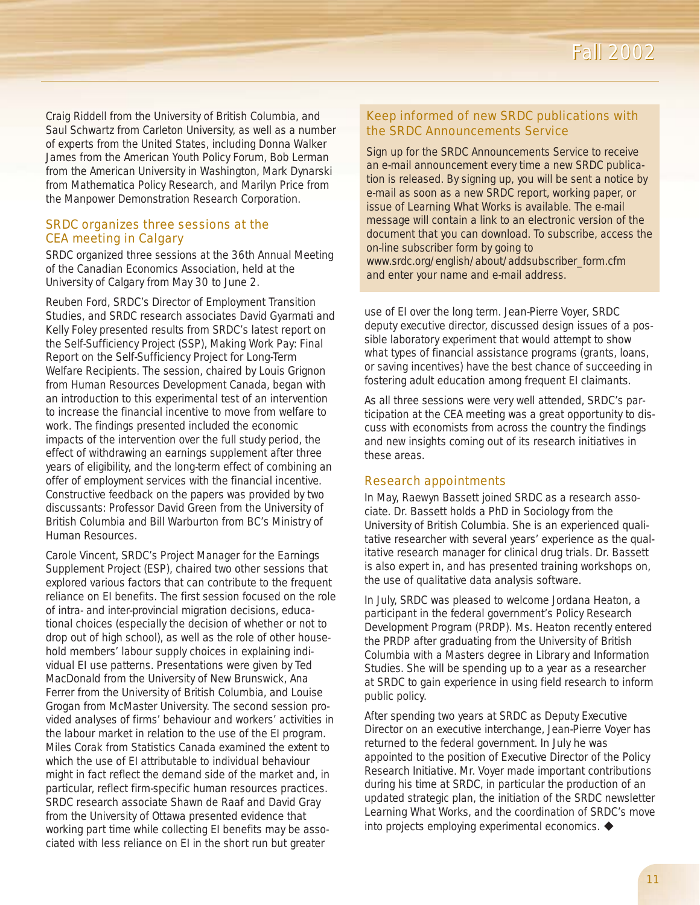Craig Riddell from the University of British Columbia, and Saul Schwartz from Carleton University, as well as a number of experts from the United States, including Donna Walker James from the American Youth Policy Forum, Bob Lerman from the American University in Washington, Mark Dynarski from Mathematica Policy Research, and Marilyn Price from the Manpower Demonstration Research Corporation.

## SRDC organizes three sessions at the CEA meeting in Calgary

SRDC organized three sessions at the 36th Annual Meeting of the Canadian Economics Association, held at the University of Calgary from May 30 to June 2.

Reuben Ford, SRDC's Director of Employment Transition Studies, and SRDC research associates David Gyarmati and Kelly Foley presented results from SRDC's latest report on the Self-Sufficiency Project (SSP), Making Work Pay: Final Report on the Self-Sufficiency Project for Long-Term Welfare Recipients. The session, chaired by Louis Grignon from Human Resources Development Canada, began with an introduction to this experimental test of an intervention to increase the financial incentive to move from welfare to work. The findings presented included the economic impacts of the intervention over the full study period, the effect of withdrawing an earnings supplement after three years of eligibility, and the long-term effect of combining an offer of employment services with the financial incentive. Constructive feedback on the papers was provided by two discussants: Professor David Green from the University of British Columbia and Bill Warburton from BC's Ministry of Human Resources.

Carole Vincent, SRDC's Project Manager for the Earnings Supplement Project (ESP), chaired two other sessions that explored various factors that can contribute to the frequent reliance on EI benefits. The first session focused on the role of intra- and inter-provincial migration decisions, educational choices (especially the decision of whether or not to drop out of high school), as well as the role of other household members' labour supply choices in explaining individual EI use patterns. Presentations were given by Ted MacDonald from the University of New Brunswick, Ana Ferrer from the University of British Columbia, and Louise Grogan from McMaster University. The second session provided analyses of firms' behaviour and workers' activities in the labour market in relation to the use of the EI program. Miles Corak from Statistics Canada examined the extent to which the use of EI attributable to individual behaviour might in fact reflect the demand side of the market and, in particular, reflect firm-specific human resources practices. SRDC research associate Shawn de Raaf and David Gray from the University of Ottawa presented evidence that working part time while collecting EI benefits may be associated with less reliance on EI in the short run but greater use of EI over the long term. Jean-Pierre Voyer, SRDC deputy executive director, discussed design issues of a possible laboratory experiment that would attempt to show what types of financial assistance programs (grants, loans, or saving incentives) have the best chance of succeeding in fostering adult education among frequent EI claimants.

As all three sessions were very well attended, SRDC's participation at the CEA meeting was a great opportunity to discuss with economists from across the country the findings and new insights coming out of its research initiatives in these areas.

## Keep informed of new SRDC publications with the SRDC Announcements Service

Sign up for the SRDC Announcements Service to receive an e-mail announcement every time a new SRDC publication is released. By signing up, you will be sent a notice by e-mail as soon as a new SRDC report, working paper, or issue of Learning What Works is available. The e-mail message will contain a link to an electronic version of the document that you can download. To subscribe, access the on-line subscriber form by going to www.srdc.org/english/about/addsubscriber_form.cfm and enter your name and e-mail address.

## Research appointments

In May, Raewyn Bassett joined SRDC as a research associate. Dr. Bassett holds a PhD in Sociology from the University of British Columbia. She is an experienced qualitative researcher with several years' experience as the qualitative research manager for clinical drug trials. Dr. Bassett is also expert in, and has presented training workshops on, the use of qualitative data analysis software.

In July, SRDC was pleased to welcome Jordana Heaton, a participant in the federal government's Policy Research Development Program (PRDP). Ms. Heaton recently entered the PRDP after graduating from the University of British Columbia with a Masters degree in Library and Information Studies. She will be spending up to a year as a researcher at SRDC to gain experience in using field research to inform public policy.

After spending two years at SRDC as Deputy Executive Director on an executive interchange, Jean-Pierre Voyer has returned to the federal government. In July he was appointed to the position of Executive Director of the Policy Research Initiative. Mr. Voyer made important contributions during his time at SRDC, in particular the production of an updated strategic plan, the initiation of the SRDC newsletter Learning What Works, and the coordination of SRDC's move into projects employing experimental economics. ◆